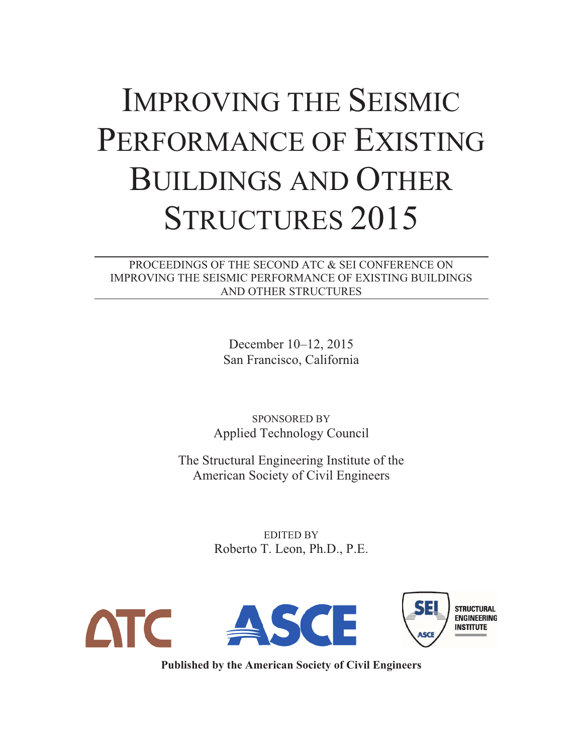# Improving the Seismic Performance of Existing Buildings and Other Structures 2015

PROCEEDINGS OF THE SECOND ATC & SEI CONFERENCE ON IMPROVING THE SEISMIC PERFORMANCE OF EXISTING BUILDINGS AND OTHER STRUCTURES

December 10–12, 2015
San Francisco, California

SPONSORED BY
Applied Technology Council

The Structural Engineering Institute of the
American Society of Civil Engineers

EDITED BY
Roberto T. Leon, Ph.D., P.E.

ATC ASCE SEI STRUCTURAL ENGINEERING INSTITUTE

**Published by the American Society of Civil Engineers**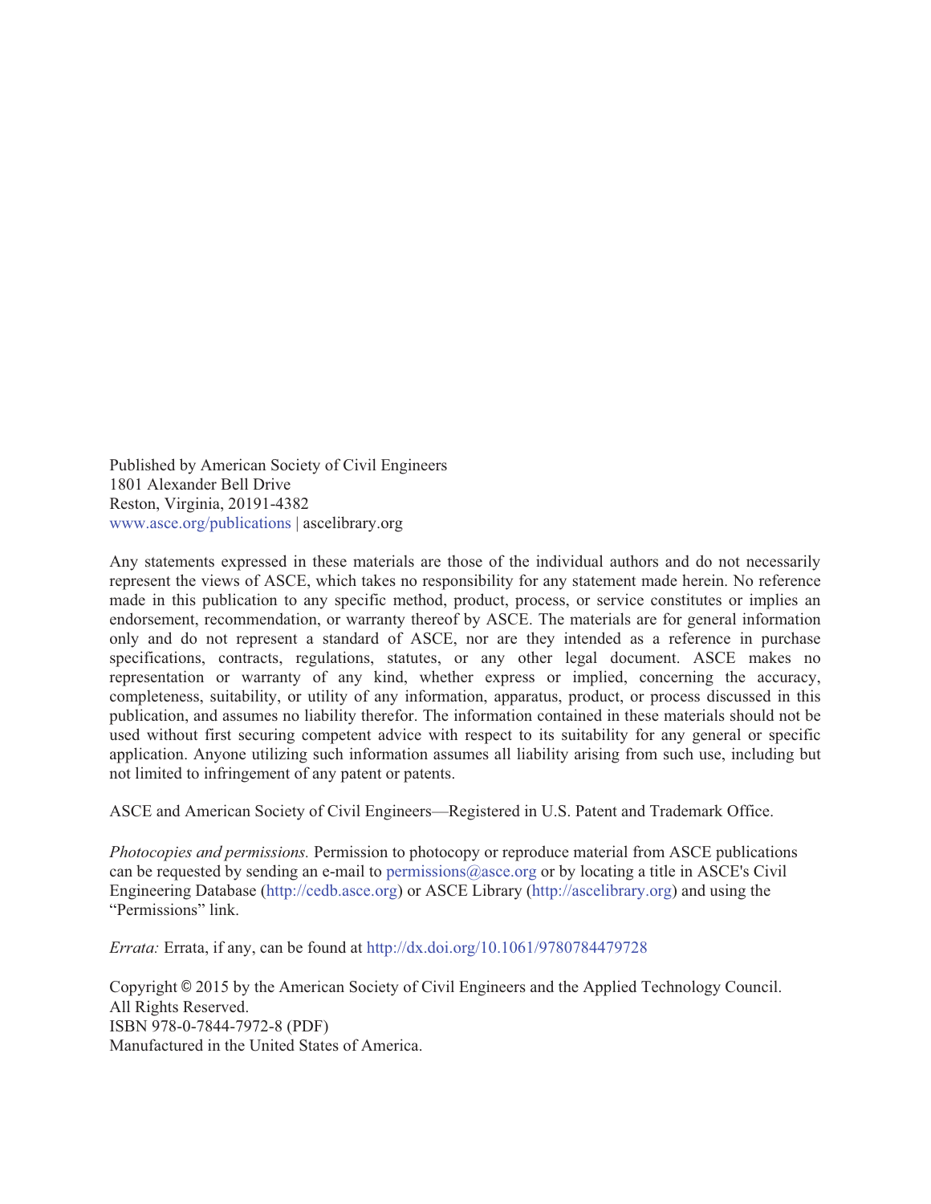Published by American Society of Civil Engineers
1801 Alexander Bell Drive
Reston, Virginia, 20191-4382
www.asce.org/publications | ascelibrary.org

Any statements expressed in these materials are those of the individual authors and do not necessarily represent the views of ASCE, which takes no responsibility for any statement made herein. No reference made in this publication to any specific method, product, process, or service constitutes or implies an endorsement, recommendation, or warranty thereof by ASCE. The materials are for general information only and do not represent a standard of ASCE, nor are they intended as a reference in purchase specifications, contracts, regulations, statutes, or any other legal document. ASCE makes no representation or warranty of any kind, whether express or implied, concerning the accuracy, completeness, suitability, or utility of any information, apparatus, product, or process discussed in this publication, and assumes no liability therefor. The information contained in these materials should not be used without first securing competent advice with respect to its suitability for any general or specific application. Anyone utilizing such information assumes all liability arising from such use, including but not limited to infringement of any patent or patents.

ASCE and American Society of Civil Engineers—Registered in U.S. Patent and Trademark Office.

*Photocopies and permissions.* Permission to photocopy or reproduce material from ASCE publications can be requested by sending an e-mail to permissions@asce.org or by locating a title in ASCE's Civil Engineering Database (http://cedb.asce.org) or ASCE Library (http://ascelibrary.org) and using the "Permissions" link.

*Errata:* Errata, if any, can be found at http://dx.doi.org/10.1061/9780784479728

Copyright © 2015 by the American Society of Civil Engineers and the Applied Technology Council.
All Rights Reserved.
ISBN 978-0-7844-7972-8 (PDF)
Manufactured in the United States of America.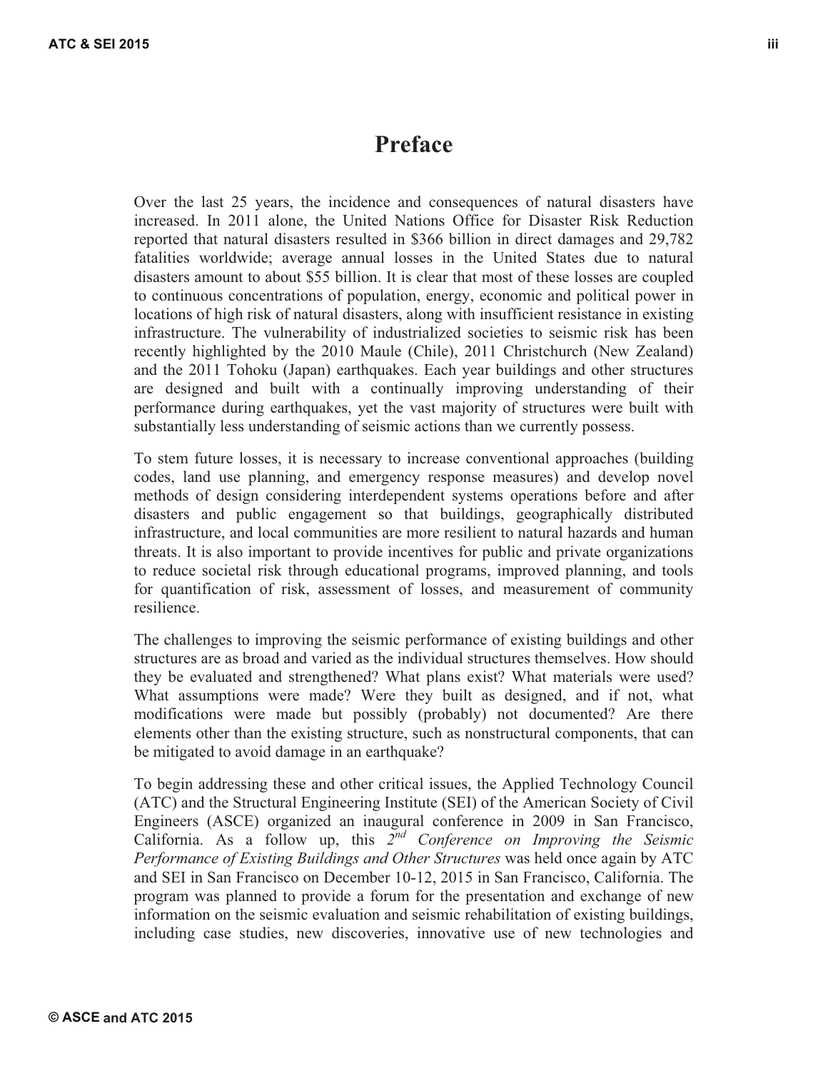# Preface

Over the last 25 years, the incidence and consequences of natural disasters have increased. In 2011 alone, the United Nations Office for Disaster Risk Reduction reported that natural disasters resulted in \$366 billion in direct damages and 29,782 fatalities worldwide; average annual losses in the United States due to natural disasters amount to about \$55 billion. It is clear that most of these losses are coupled to continuous concentrations of population, energy, economic and political power in locations of high risk of natural disasters, along with insufficient resistance in existing infrastructure. The vulnerability of industrialized societies to seismic risk has been recently highlighted by the 2010 Maule (Chile), 2011 Christchurch (New Zealand) and the 2011 Tohoku (Japan) earthquakes. Each year buildings and other structures are designed and built with a continually improving understanding of their performance during earthquakes, yet the vast majority of structures were built with substantially less understanding of seismic actions than we currently possess.

To stem future losses, it is necessary to increase conventional approaches (building codes, land use planning, and emergency response measures) and develop novel methods of design considering interdependent systems operations before and after disasters and public engagement so that buildings, geographically distributed infrastructure, and local communities are more resilient to natural hazards and human threats. It is also important to provide incentives for public and private organizations to reduce societal risk through educational programs, improved planning, and tools for quantification of risk, assessment of losses, and measurement of community resilience.

The challenges to improving the seismic performance of existing buildings and other structures are as broad and varied as the individual structures themselves. How should they be evaluated and strengthened? What plans exist? What materials were used? What assumptions were made? Were they built as designed, and if not, what modifications were made but possibly (probably) not documented? Are there elements other than the existing structure, such as nonstructural components, that can be mitigated to avoid damage in an earthquake?

To begin addressing these and other critical issues, the Applied Technology Council (ATC) and the Structural Engineering Institute (SEI) of the American Society of Civil Engineers (ASCE) organized an inaugural conference in 2009 in San Francisco, California. As a follow up, this *2nd Conference on Improving the Seismic Performance of Existing Buildings and Other Structures* was held once again by ATC and SEI in San Francisco on December 10-12, 2015 in San Francisco, California. The program was planned to provide a forum for the presentation and exchange of new information on the seismic evaluation and seismic rehabilitation of existing buildings, including case studies, new discoveries, innovative use of new technologies and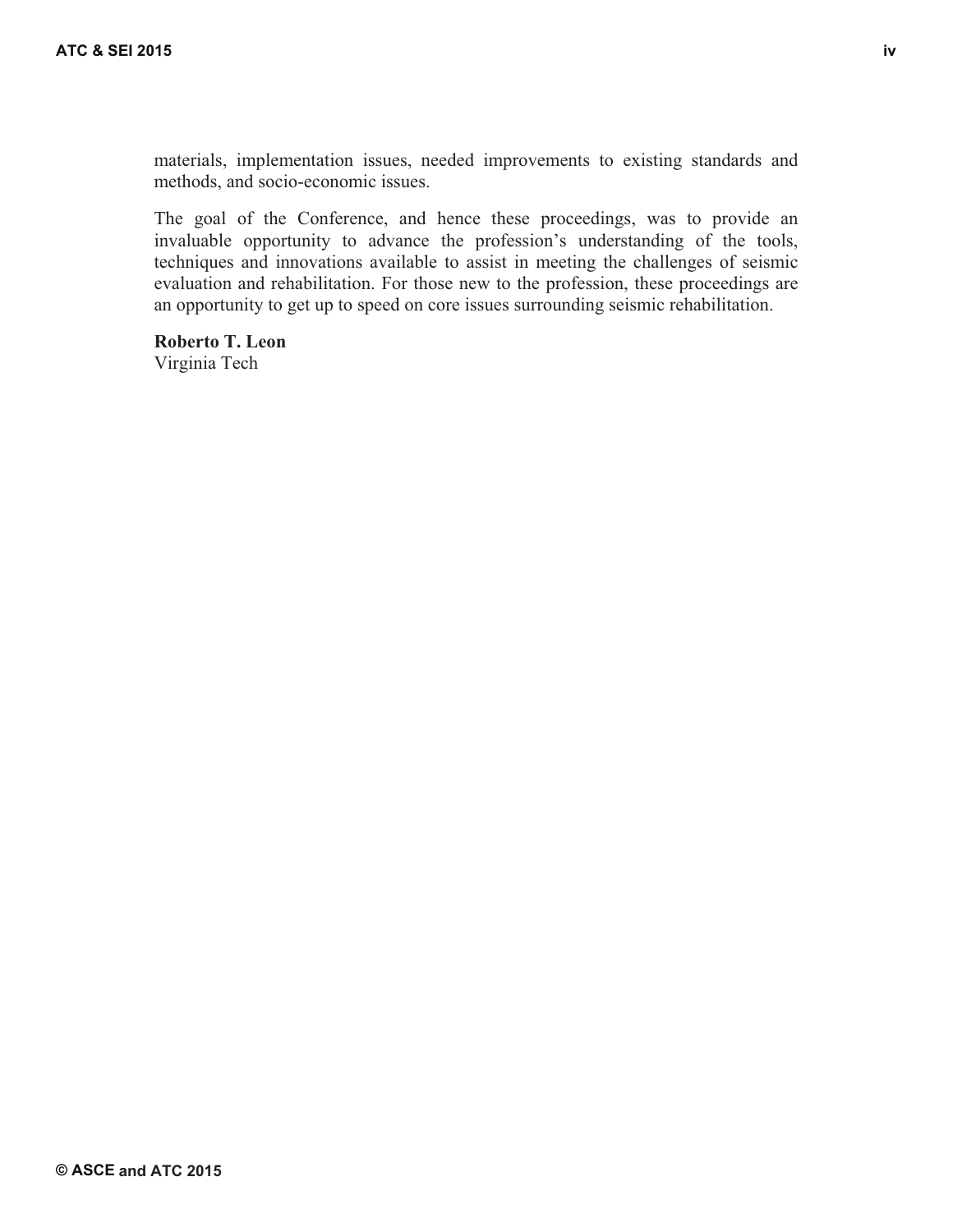materials, implementation issues, needed improvements to existing standards and methods, and socio-economic issues.

The goal of the Conference, and hence these proceedings, was to provide an invaluable opportunity to advance the profession's understanding of the tools, techniques and innovations available to assist in meeting the challenges of seismic evaluation and rehabilitation. For those new to the profession, these proceedings are an opportunity to get up to speed on core issues surrounding seismic rehabilitation.

**Roberto T. Leon**
Virginia Tech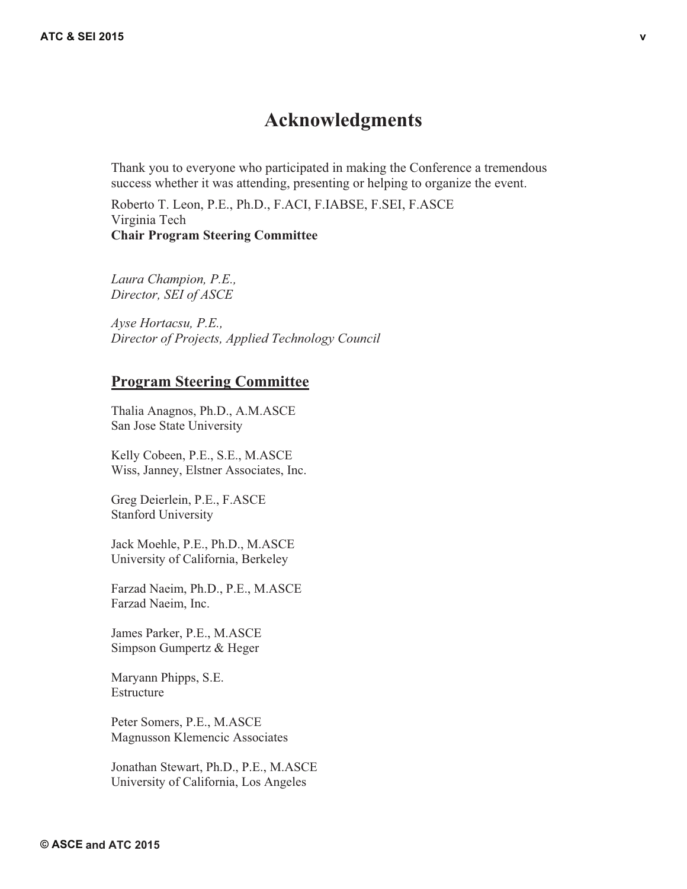# Acknowledgments

Thank you to everyone who participated in making the Conference a tremendous success whether it was attending, presenting or helping to organize the event.

Roberto T. Leon, P.E., Ph.D., F.ACI, F.IABSE, F.SEI, F.ASCE
Virginia Tech
**Chair Program Steering Committee**

*Laura Champion, P.E.,*
*Director, SEI of ASCE*

*Ayse Hortacsu, P.E.,*
*Director of Projects, Applied Technology Council*

## Program Steering Committee

Thalia Anagnos, Ph.D., A.M.ASCE
San Jose State University

Kelly Cobeen, P.E., S.E., M.ASCE
Wiss, Janney, Elstner Associates, Inc.

Greg Deierlein, P.E., F.ASCE
Stanford University

Jack Moehle, P.E., Ph.D., M.ASCE
University of California, Berkeley

Farzad Naeim, Ph.D., P.E., M.ASCE
Farzad Naeim, Inc.

James Parker, P.E., M.ASCE
Simpson Gumpertz & Heger

Maryann Phipps, S.E.
Estructure

Peter Somers, P.E., M.ASCE
Magnusson Klemencic Associates

Jonathan Stewart, Ph.D., P.E., M.ASCE
University of California, Los Angeles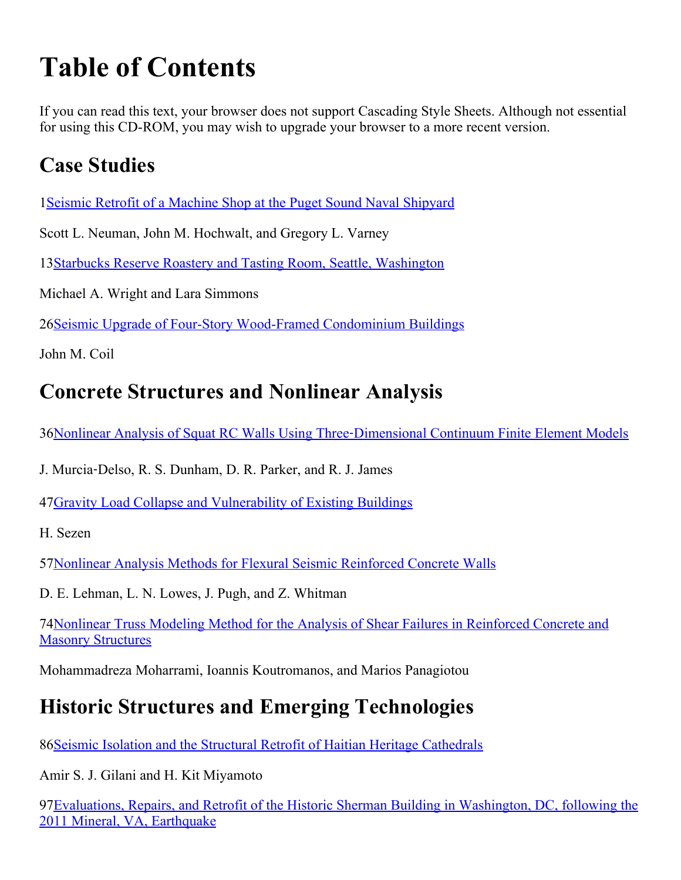# Table of Contents

If you can read this text, your browser does not support Cascading Style Sheets. Although not essential for using this CD-ROM, you may wish to upgrade your browser to a more recent version.

## Case Studies

1Seismic Retrofit of a Machine Shop at the Puget Sound Naval Shipyard

Scott L. Neuman, John M. Hochwalt, and Gregory L. Varney

13Starbucks Reserve Roastery and Tasting Room, Seattle, Washington

Michael A. Wright and Lara Simmons

26Seismic Upgrade of Four-Story Wood-Framed Condominium Buildings

John M. Coil

## Concrete Structures and Nonlinear Analysis

36Nonlinear Analysis of Squat RC Walls Using Three-Dimensional Continuum Finite Element Models

J. Murcia-Delso, R. S. Dunham, D. R. Parker, and R. J. James

47Gravity Load Collapse and Vulnerability of Existing Buildings

H. Sezen

57Nonlinear Analysis Methods for Flexural Seismic Reinforced Concrete Walls

D. E. Lehman, L. N. Lowes, J. Pugh, and Z. Whitman

74Nonlinear Truss Modeling Method for the Analysis of Shear Failures in Reinforced Concrete and Masonry Structures

Mohammadreza Moharrami, Ioannis Koutromanos, and Marios Panagiotou

## Historic Structures and Emerging Technologies

86Seismic Isolation and the Structural Retrofit of Haitian Heritage Cathedrals

Amir S. J. Gilani and H. Kit Miyamoto

97Evaluations, Repairs, and Retrofit of the Historic Sherman Building in Washington, DC, following the 2011 Mineral, VA, Earthquake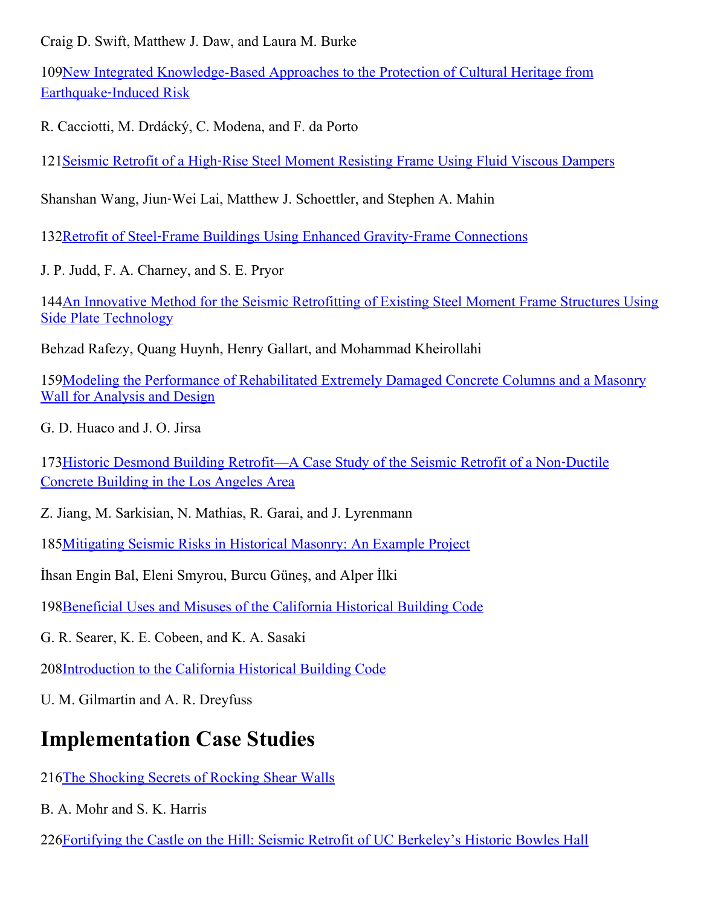Craig D. Swift, Matthew J. Daw, and Laura M. Burke

109New Integrated Knowledge-Based Approaches to the Protection of Cultural Heritage from Earthquake-Induced Risk

R. Cacciotti, M. Drdácký, C. Modena, and F. da Porto

121Seismic Retrofit of a High-Rise Steel Moment Resisting Frame Using Fluid Viscous Dampers

Shanshan Wang, Jiun-Wei Lai, Matthew J. Schoettler, and Stephen A. Mahin

132Retrofit of Steel-Frame Buildings Using Enhanced Gravity-Frame Connections

J. P. Judd, F. A. Charney, and S. E. Pryor

144An Innovative Method for the Seismic Retrofitting of Existing Steel Moment Frame Structures Using Side Plate Technology

Behzad Rafezy, Quang Huynh, Henry Gallart, and Mohammad Kheirollahi

159Modeling the Performance of Rehabilitated Extremely Damaged Concrete Columns and a Masonry Wall for Analysis and Design

G. D. Huaco and J. O. Jirsa

173Historic Desmond Building Retrofit—A Case Study of the Seismic Retrofit of a Non-Ductile Concrete Building in the Los Angeles Area

Z. Jiang, M. Sarkisian, N. Mathias, R. Garai, and J. Lyrenmann

185Mitigating Seismic Risks in Historical Masonry: An Example Project

İhsan Engin Bal, Eleni Smyrou, Burcu Güneş, and Alper İlki

198Beneficial Uses and Misuses of the California Historical Building Code

G. R. Searer, K. E. Cobeen, and K. A. Sasaki

208Introduction to the California Historical Building Code

U. M. Gilmartin and A. R. Dreyfuss

## Implementation Case Studies

216The Shocking Secrets of Rocking Shear Walls

B. A. Mohr and S. K. Harris

226Fortifying the Castle on the Hill: Seismic Retrofit of UC Berkeley's Historic Bowles Hall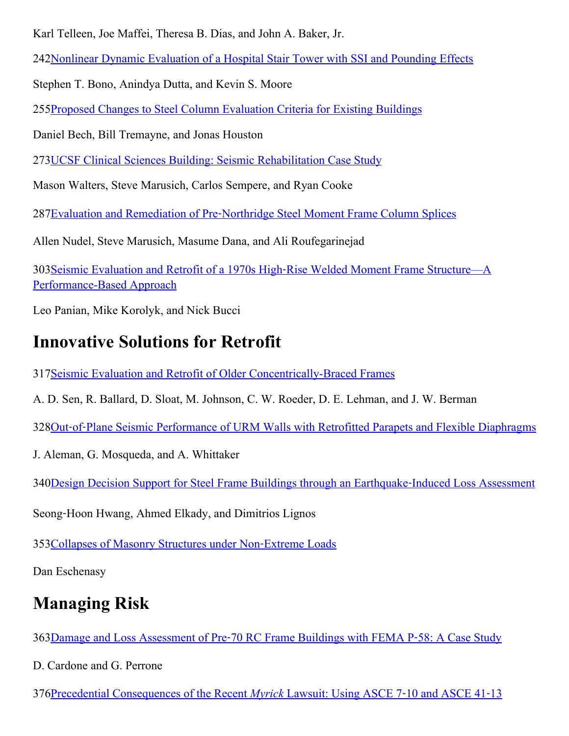Karl Telleen, Joe Maffei, Theresa B. Dias, and John A. Baker, Jr.

242Nonlinear Dynamic Evaluation of a Hospital Stair Tower with SSI and Pounding Effects

Stephen T. Bono, Anindya Dutta, and Kevin S. Moore

255Proposed Changes to Steel Column Evaluation Criteria for Existing Buildings

Daniel Bech, Bill Tremayne, and Jonas Houston

273UCSF Clinical Sciences Building: Seismic Rehabilitation Case Study

Mason Walters, Steve Marusich, Carlos Sempere, and Ryan Cooke

287Evaluation and Remediation of Pre-Northridge Steel Moment Frame Column Splices

Allen Nudel, Steve Marusich, Masume Dana, and Ali Roufegarinejad

303Seismic Evaluation and Retrofit of a 1970s High-Rise Welded Moment Frame Structure—A Performance-Based Approach

Leo Panian, Mike Korolyk, and Nick Bucci

# Innovative Solutions for Retrofit

317Seismic Evaluation and Retrofit of Older Concentrically-Braced Frames

A. D. Sen, R. Ballard, D. Sloat, M. Johnson, C. W. Roeder, D. E. Lehman, and J. W. Berman

328Out-of-Plane Seismic Performance of URM Walls with Retrofitted Parapets and Flexible Diaphragms

J. Aleman, G. Mosqueda, and A. Whittaker

340Design Decision Support for Steel Frame Buildings through an Earthquake-Induced Loss Assessment

Seong-Hoon Hwang, Ahmed Elkady, and Dimitrios Lignos

353Collapses of Masonry Structures under Non-Extreme Loads

Dan Eschenasy

# Managing Risk

363Damage and Loss Assessment of Pre-70 RC Frame Buildings with FEMA P-58: A Case Study

D. Cardone and G. Perrone

376Precedential Consequences of the Recent *Myrick* Lawsuit: Using ASCE 7-10 and ASCE 41-13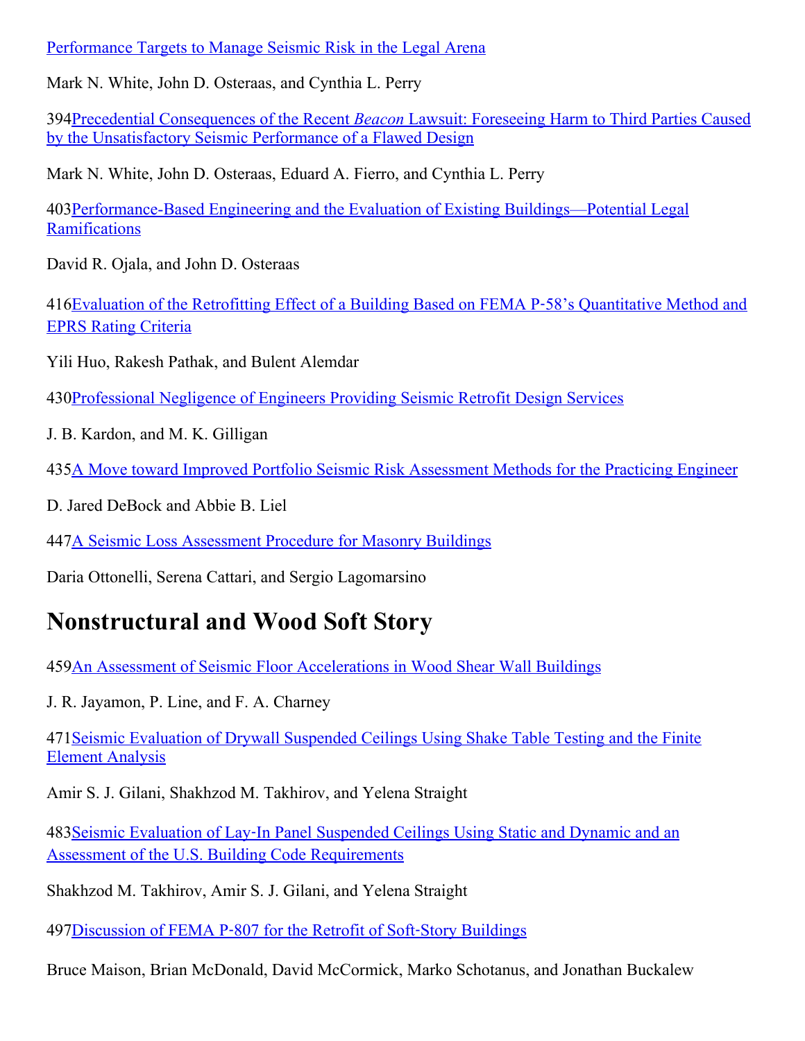Performance Targets to Manage Seismic Risk in the Legal Arena

Mark N. White, John D. Osteraas, and Cynthia L. Perry

394 Precedential Consequences of the Recent *Beacon* Lawsuit: Foreseeing Harm to Third Parties Caused by the Unsatisfactory Seismic Performance of a Flawed Design

Mark N. White, John D. Osteraas, Eduard A. Fierro, and Cynthia L. Perry

403 Performance-Based Engineering and the Evaluation of Existing Buildings—Potential Legal Ramifications

David R. Ojala, and John D. Osteraas

416 Evaluation of the Retrofitting Effect of a Building Based on FEMA P-58's Quantitative Method and EPRS Rating Criteria

Yili Huo, Rakesh Pathak, and Bulent Alemdar

430 Professional Negligence of Engineers Providing Seismic Retrofit Design Services

J. B. Kardon, and M. K. Gilligan

435 A Move toward Improved Portfolio Seismic Risk Assessment Methods for the Practicing Engineer

D. Jared DeBock and Abbie B. Liel

447 A Seismic Loss Assessment Procedure for Masonry Buildings

Daria Ottonelli, Serena Cattari, and Sergio Lagomarsino

## Nonstructural and Wood Soft Story

459 An Assessment of Seismic Floor Accelerations in Wood Shear Wall Buildings

J. R. Jayamon, P. Line, and F. A. Charney

471 Seismic Evaluation of Drywall Suspended Ceilings Using Shake Table Testing and the Finite Element Analysis

Amir S. J. Gilani, Shakhzod M. Takhirov, and Yelena Straight

483 Seismic Evaluation of Lay-In Panel Suspended Ceilings Using Static and Dynamic and an Assessment of the U.S. Building Code Requirements

Shakhzod M. Takhirov, Amir S. J. Gilani, and Yelena Straight

497 Discussion of FEMA P-807 for the Retrofit of Soft-Story Buildings

Bruce Maison, Brian McDonald, David McCormick, Marko Schotanus, and Jonathan Buckalew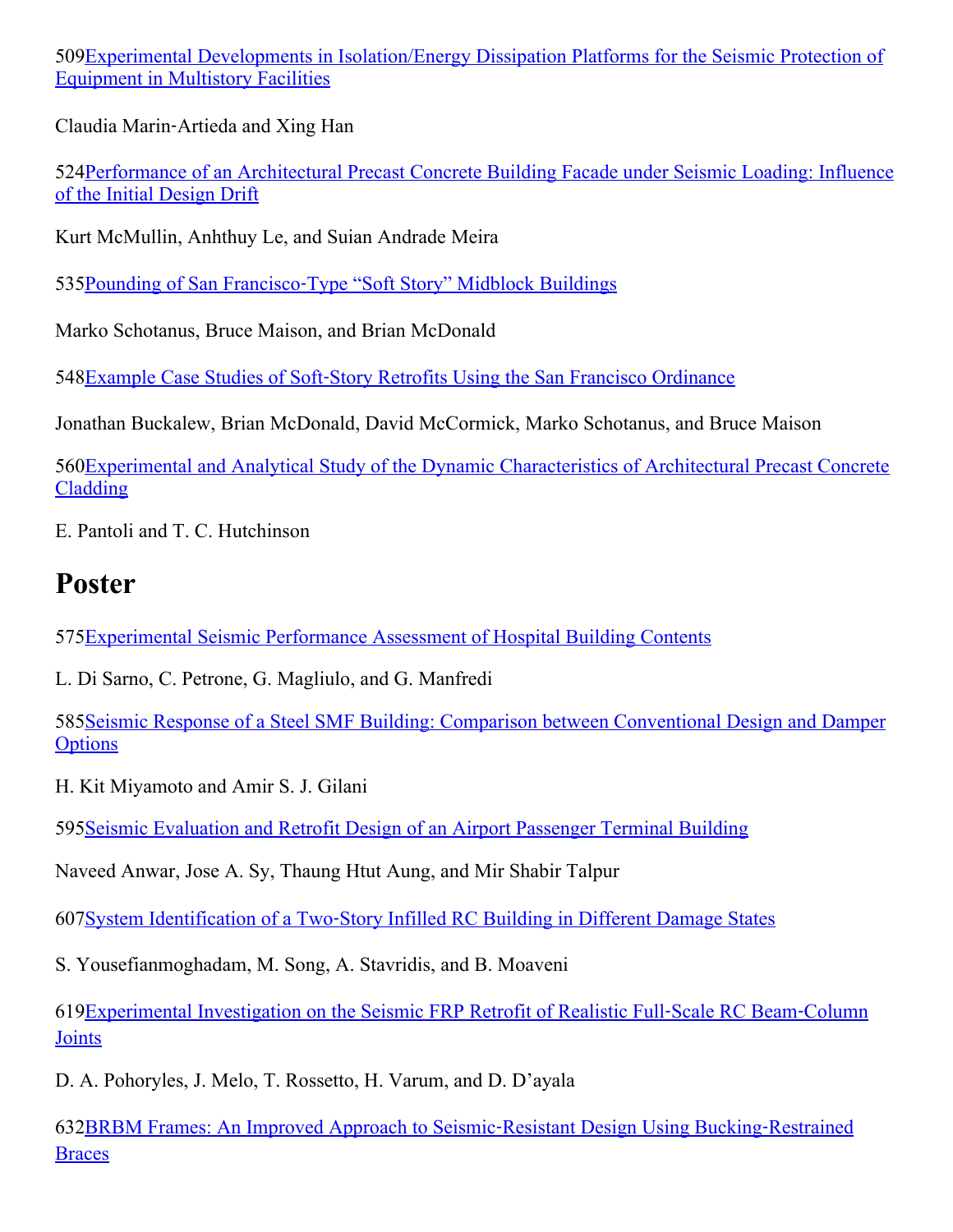509[Experimental Developments in Isolation/Energy Dissipation Platforms for the Seismic Protection of Equipment in Multistory Facilities]

Claudia Marin‐Artieda and Xing Han

524[Performance of an Architectural Precast Concrete Building Facade under Seismic Loading: Influence of the Initial Design Drift]

Kurt McMullin, Anhthuy Le, and Suian Andrade Meira

535[Pounding of San Francisco‐Type “Soft Story” Midblock Buildings]

Marko Schotanus, Bruce Maison, and Brian McDonald

548[Example Case Studies of Soft‐Story Retrofits Using the San Francisco Ordinance]

Jonathan Buckalew, Brian McDonald, David McCormick, Marko Schotanus, and Bruce Maison

560[Experimental and Analytical Study of the Dynamic Characteristics of Architectural Precast Concrete Cladding]

E. Pantoli and T. C. Hutchinson

# Poster

575[Experimental Seismic Performance Assessment of Hospital Building Contents]

L. Di Sarno, C. Petrone, G. Magliulo, and G. Manfredi

585[Seismic Response of a Steel SMF Building: Comparison between Conventional Design and Damper Options]

H. Kit Miyamoto and Amir S. J. Gilani

595[Seismic Evaluation and Retrofit Design of an Airport Passenger Terminal Building]

Naveed Anwar, Jose A. Sy, Thaung Htut Aung, and Mir Shabir Talpur

607[System Identification of a Two‐Story Infilled RC Building in Different Damage States]

S. Yousefianmoghadam, M. Song, A. Stavridis, and B. Moaveni

619[Experimental Investigation on the Seismic FRP Retrofit of Realistic Full‐Scale RC Beam‐Column Joints]

D. A. Pohoryles, J. Melo, T. Rossetto, H. Varum, and D. D’ayala

632[BRBM Frames: An Improved Approach to Seismic‐Resistant Design Using Bucking‐Restrained Braces]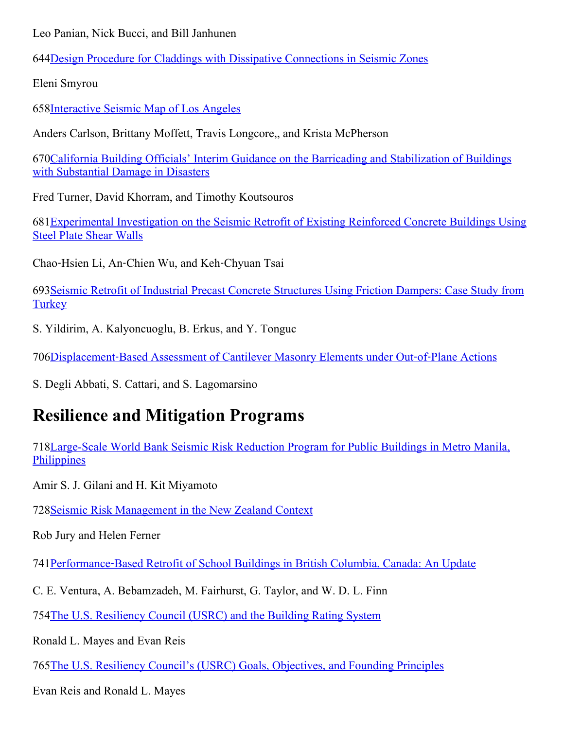Leo Panian, Nick Bucci, and Bill Janhunen

644[Design Procedure for Claddings with Dissipative Connections in Seismic Zones]

Eleni Smyrou

658[Interactive Seismic Map of Los Angeles]

Anders Carlson, Brittany Moffett, Travis Longcore,, and Krista McPherson

670[California Building Officials' Interim Guidance on the Barricading and Stabilization of Buildings with Substantial Damage in Disasters]

Fred Turner, David Khorram, and Timothy Koutsouros

681[Experimental Investigation on the Seismic Retrofit of Existing Reinforced Concrete Buildings Using Steel Plate Shear Walls]

Chao-Hsien Li, An-Chien Wu, and Keh-Chyuan Tsai

693[Seismic Retrofit of Industrial Precast Concrete Structures Using Friction Dampers: Case Study from Turkey]

S. Yildirim, A. Kalyoncuoglu, B. Erkus, and Y. Tonguc

706[Displacement-Based Assessment of Cantilever Masonry Elements under Out-of-Plane Actions]

S. Degli Abbati, S. Cattari, and S. Lagomarsino

## Resilience and Mitigation Programs

718[Large-Scale World Bank Seismic Risk Reduction Program for Public Buildings in Metro Manila, Philippines]

Amir S. J. Gilani and H. Kit Miyamoto

728[Seismic Risk Management in the New Zealand Context]

Rob Jury and Helen Ferner

741[Performance-Based Retrofit of School Buildings in British Columbia, Canada: An Update]

C. E. Ventura, A. Bebamzadeh, M. Fairhurst, G. Taylor, and W. D. L. Finn

754[The U.S. Resiliency Council (USRC) and the Building Rating System]

Ronald L. Mayes and Evan Reis

765[The U.S. Resiliency Council's (USRC) Goals, Objectives, and Founding Principles]

Evan Reis and Ronald L. Mayes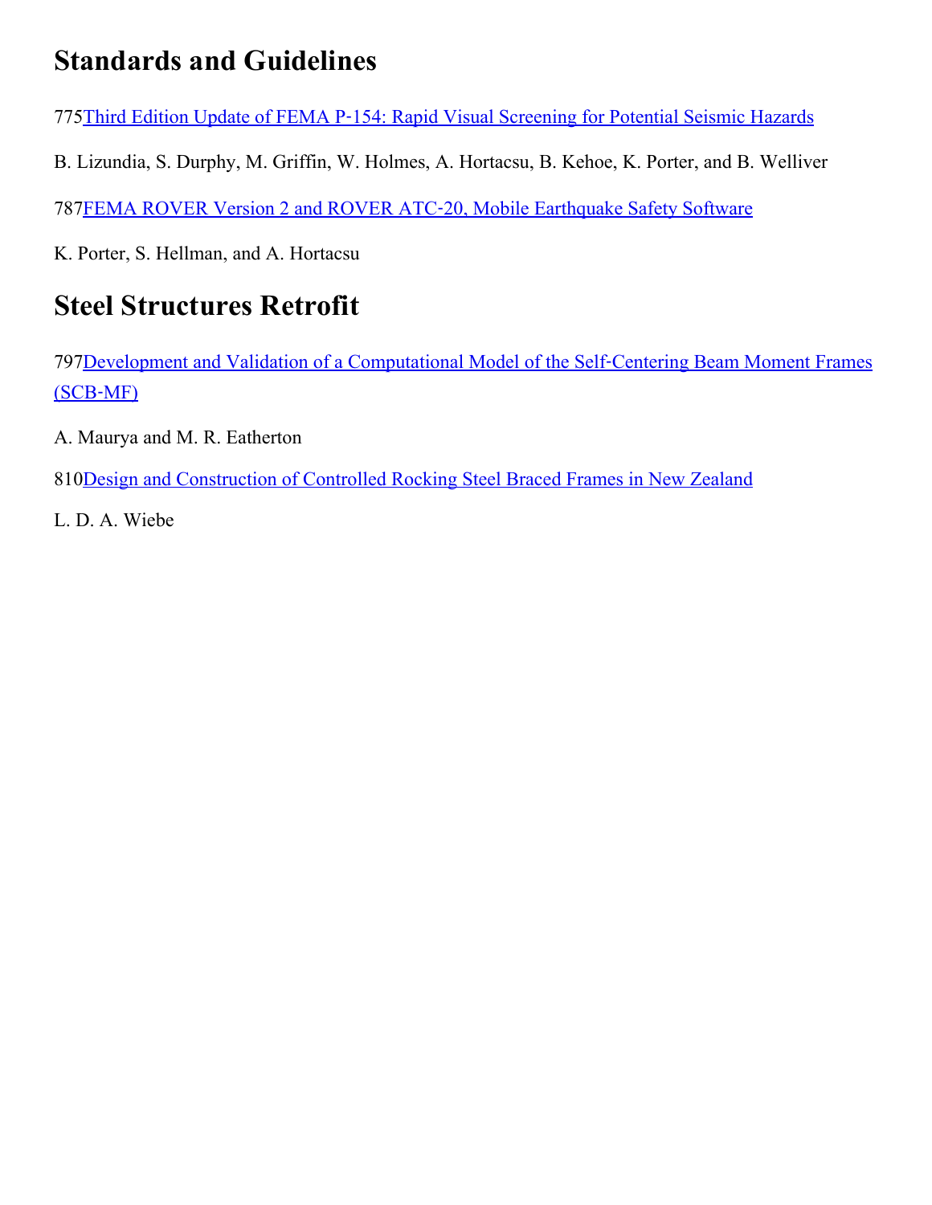## Standards and Guidelines

775Third Edition Update of FEMA P-154: Rapid Visual Screening for Potential Seismic Hazards

B. Lizundia, S. Durphy, M. Griffin, W. Holmes, A. Hortacsu, B. Kehoe, K. Porter, and B. Welliver

787FEMA ROVER Version 2 and ROVER ATC-20, Mobile Earthquake Safety Software

K. Porter, S. Hellman, and A. Hortacsu

## Steel Structures Retrofit

797Development and Validation of a Computational Model of the Self-Centering Beam Moment Frames (SCB-MF)

A. Maurya and M. R. Eatherton

810Design and Construction of Controlled Rocking Steel Braced Frames in New Zealand

L. D. A. Wiebe